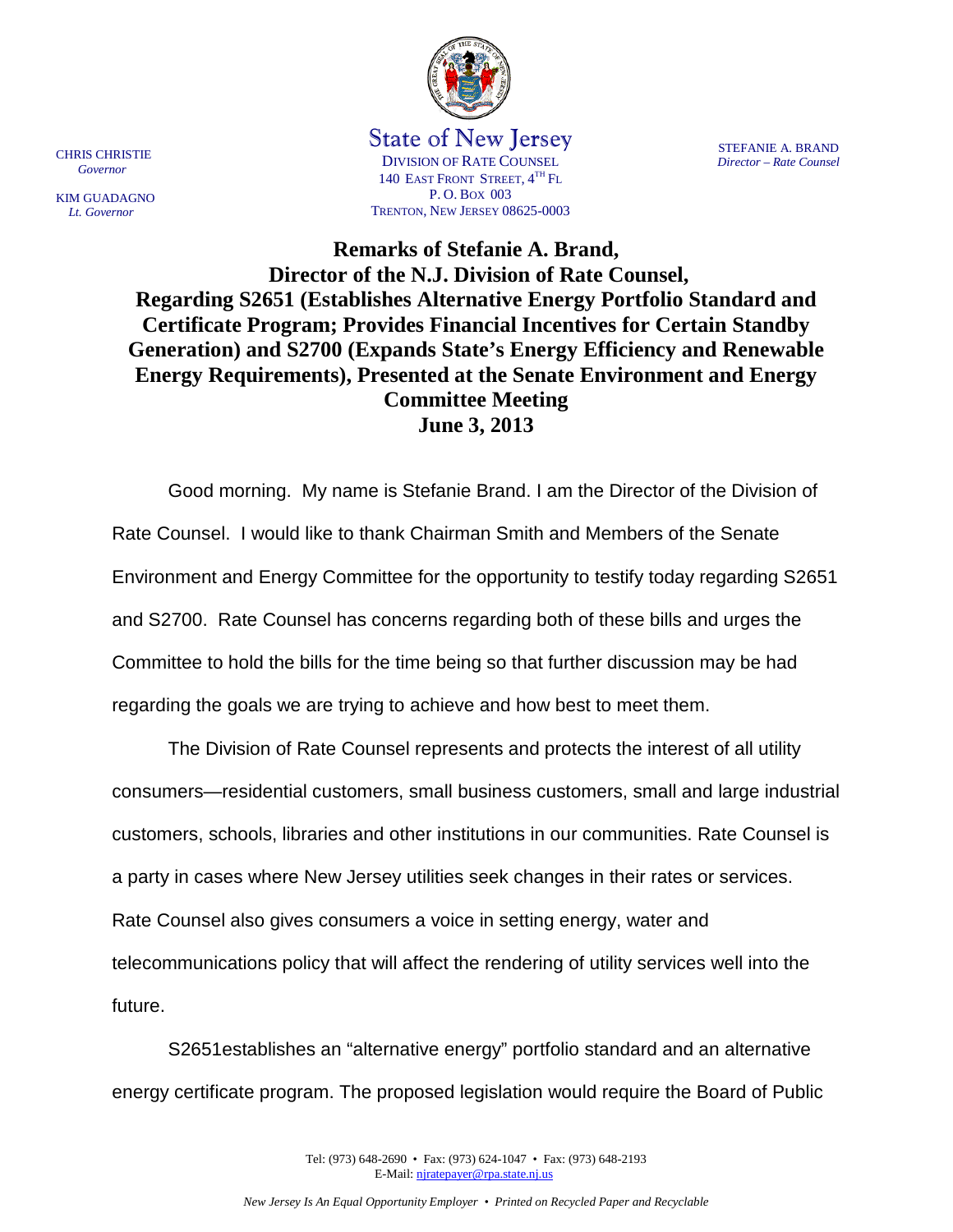CHRIS CHRISTIE
*Governor*

KIM GUADAGNO
*Lt. Governor*

State of New Jersey
DIVISION OF RATE COUNSEL
140 EAST FRONT STREET, 4TH FL
P. O. BOX 003
TRENTON, NEW JERSEY 08625-0003

STEFANIE A. BRAND
*Director – Rate Counsel*

# Remarks of Stefanie A. Brand, Director of the N.J. Division of Rate Counsel, Regarding S2651 (Establishes Alternative Energy Portfolio Standard and Certificate Program; Provides Financial Incentives for Certain Standby Generation) and S2700 (Expands State's Energy Efficiency and Renewable Energy Requirements), Presented at the Senate Environment and Energy Committee Meeting June 3, 2013

Good morning. My name is Stefanie Brand. I am the Director of the Division of Rate Counsel. I would like to thank Chairman Smith and Members of the Senate Environment and Energy Committee for the opportunity to testify today regarding S2651 and S2700. Rate Counsel has concerns regarding both of these bills and urges the Committee to hold the bills for the time being so that further discussion may be had regarding the goals we are trying to achieve and how best to meet them.

The Division of Rate Counsel represents and protects the interest of all utility consumers—residential customers, small business customers, small and large industrial customers, schools, libraries and other institutions in our communities. Rate Counsel is a party in cases where New Jersey utilities seek changes in their rates or services. Rate Counsel also gives consumers a voice in setting energy, water and telecommunications policy that will affect the rendering of utility services well into the future.

S2651establishes an "alternative energy" portfolio standard and an alternative energy certificate program. The proposed legislation would require the Board of Public

Tel: (973) 648-2690 • Fax: (973) 624-1047 • Fax: (973) 648-2193
E-Mail: njratepayer@rpa.state.nj.us

*New Jersey Is An Equal Opportunity Employer • Printed on Recycled Paper and Recyclable*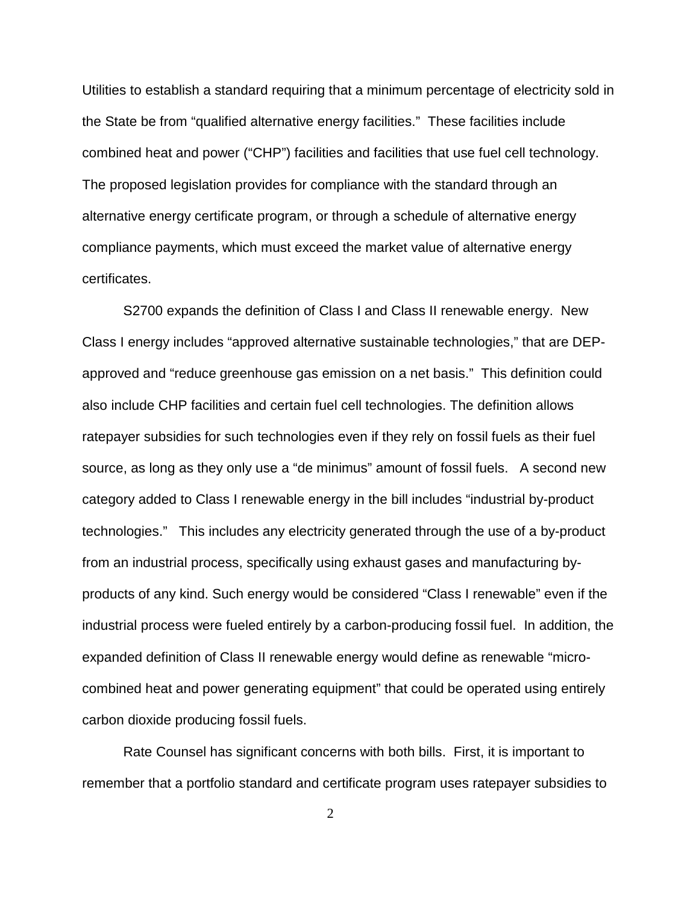Utilities to establish a standard requiring that a minimum percentage of electricity sold in the State be from "qualified alternative energy facilities." These facilities include combined heat and power ("CHP") facilities and facilities that use fuel cell technology. The proposed legislation provides for compliance with the standard through an alternative energy certificate program, or through a schedule of alternative energy compliance payments, which must exceed the market value of alternative energy certificates.

S2700 expands the definition of Class I and Class II renewable energy. New Class I energy includes "approved alternative sustainable technologies," that are DEP-approved and "reduce greenhouse gas emission on a net basis." This definition could also include CHP facilities and certain fuel cell technologies. The definition allows ratepayer subsidies for such technologies even if they rely on fossil fuels as their fuel source, as long as they only use a "de minimus" amount of fossil fuels. A second new category added to Class I renewable energy in the bill includes "industrial by-product technologies." This includes any electricity generated through the use of a by-product from an industrial process, specifically using exhaust gases and manufacturing by-products of any kind. Such energy would be considered "Class I renewable" even if the industrial process were fueled entirely by a carbon-producing fossil fuel. In addition, the expanded definition of Class II renewable energy would define as renewable "micro-combined heat and power generating equipment" that could be operated using entirely carbon dioxide producing fossil fuels.

Rate Counsel has significant concerns with both bills. First, it is important to remember that a portfolio standard and certificate program uses ratepayer subsidies to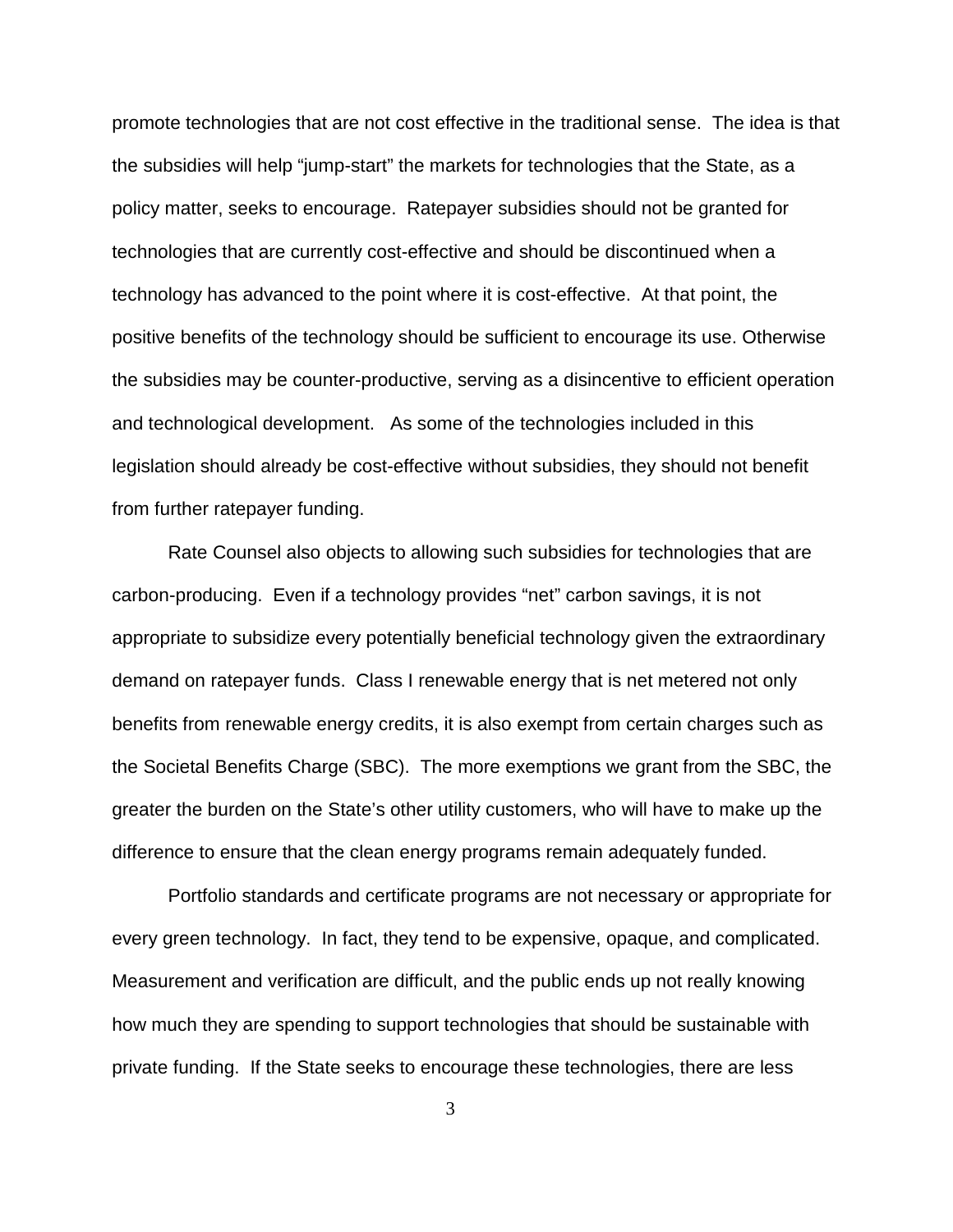promote technologies that are not cost effective in the traditional sense. The idea is that the subsidies will help "jump-start" the markets for technologies that the State, as a policy matter, seeks to encourage. Ratepayer subsidies should not be granted for technologies that are currently cost-effective and should be discontinued when a technology has advanced to the point where it is cost-effective. At that point, the positive benefits of the technology should be sufficient to encourage its use. Otherwise the subsidies may be counter-productive, serving as a disincentive to efficient operation and technological development. As some of the technologies included in this legislation should already be cost-effective without subsidies, they should not benefit from further ratepayer funding.

Rate Counsel also objects to allowing such subsidies for technologies that are carbon-producing. Even if a technology provides "net" carbon savings, it is not appropriate to subsidize every potentially beneficial technology given the extraordinary demand on ratepayer funds. Class I renewable energy that is net metered not only benefits from renewable energy credits, it is also exempt from certain charges such as the Societal Benefits Charge (SBC). The more exemptions we grant from the SBC, the greater the burden on the State's other utility customers, who will have to make up the difference to ensure that the clean energy programs remain adequately funded.

Portfolio standards and certificate programs are not necessary or appropriate for every green technology. In fact, they tend to be expensive, opaque, and complicated. Measurement and verification are difficult, and the public ends up not really knowing how much they are spending to support technologies that should be sustainable with private funding. If the State seeks to encourage these technologies, there are less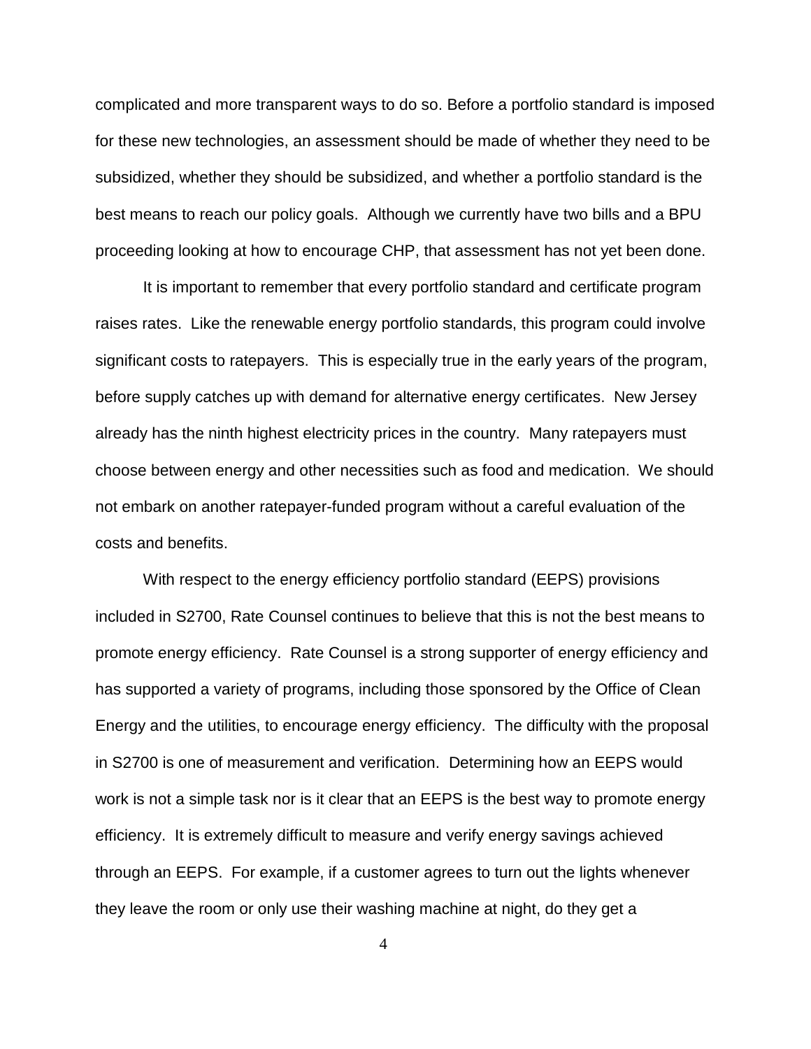complicated and more transparent ways to do so. Before a portfolio standard is imposed for these new technologies, an assessment should be made of whether they need to be subsidized, whether they should be subsidized, and whether a portfolio standard is the best means to reach our policy goals. Although we currently have two bills and a BPU proceeding looking at how to encourage CHP, that assessment has not yet been done.

It is important to remember that every portfolio standard and certificate program raises rates. Like the renewable energy portfolio standards, this program could involve significant costs to ratepayers. This is especially true in the early years of the program, before supply catches up with demand for alternative energy certificates. New Jersey already has the ninth highest electricity prices in the country. Many ratepayers must choose between energy and other necessities such as food and medication. We should not embark on another ratepayer-funded program without a careful evaluation of the costs and benefits.

With respect to the energy efficiency portfolio standard (EEPS) provisions included in S2700, Rate Counsel continues to believe that this is not the best means to promote energy efficiency. Rate Counsel is a strong supporter of energy efficiency and has supported a variety of programs, including those sponsored by the Office of Clean Energy and the utilities, to encourage energy efficiency. The difficulty with the proposal in S2700 is one of measurement and verification. Determining how an EEPS would work is not a simple task nor is it clear that an EEPS is the best way to promote energy efficiency. It is extremely difficult to measure and verify energy savings achieved through an EEPS. For example, if a customer agrees to turn out the lights whenever they leave the room or only use their washing machine at night, do they get a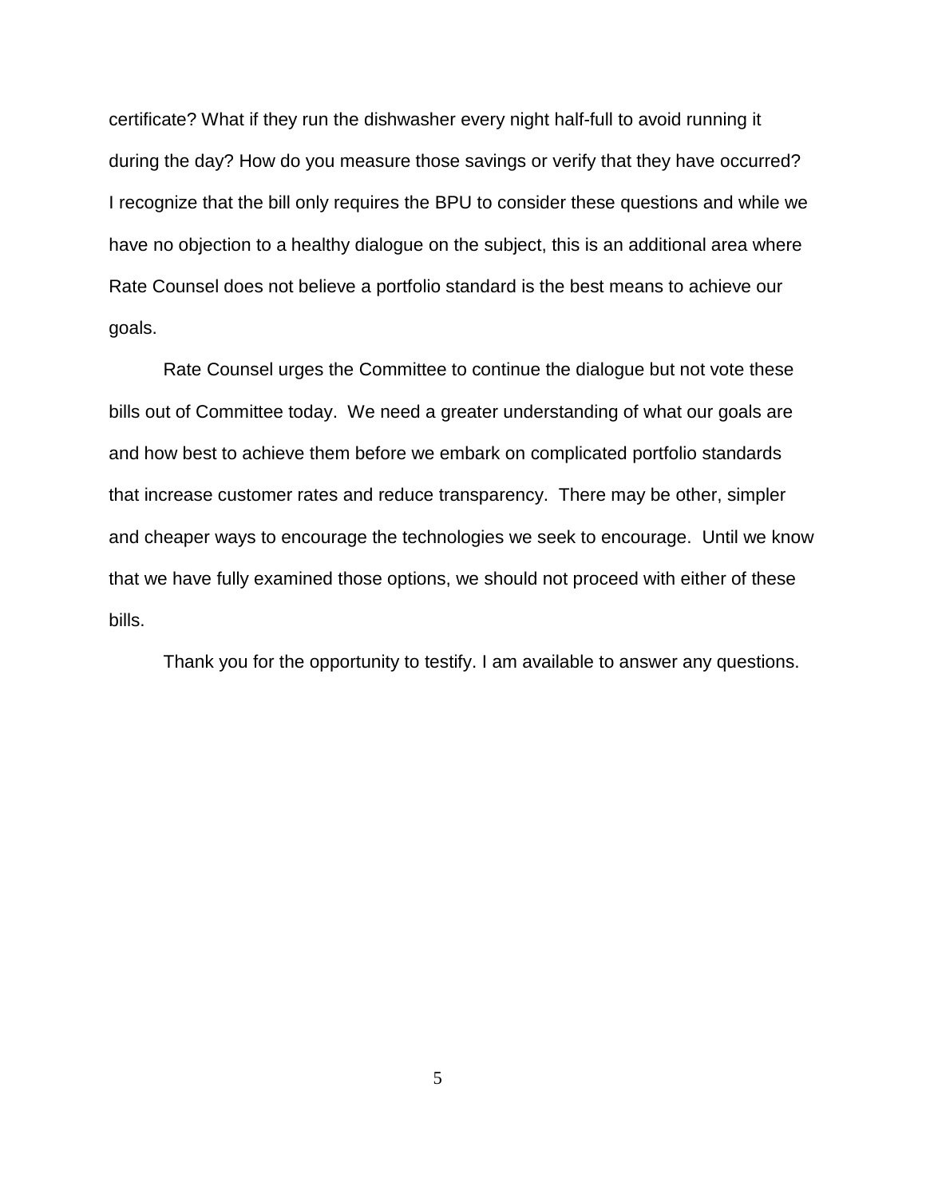certificate? What if they run the dishwasher every night half-full to avoid running it during the day? How do you measure those savings or verify that they have occurred? I recognize that the bill only requires the BPU to consider these questions and while we have no objection to a healthy dialogue on the subject, this is an additional area where Rate Counsel does not believe a portfolio standard is the best means to achieve our goals.

Rate Counsel urges the Committee to continue the dialogue but not vote these bills out of Committee today. We need a greater understanding of what our goals are and how best to achieve them before we embark on complicated portfolio standards that increase customer rates and reduce transparency. There may be other, simpler and cheaper ways to encourage the technologies we seek to encourage. Until we know that we have fully examined those options, we should not proceed with either of these bills.

Thank you for the opportunity to testify. I am available to answer any questions.